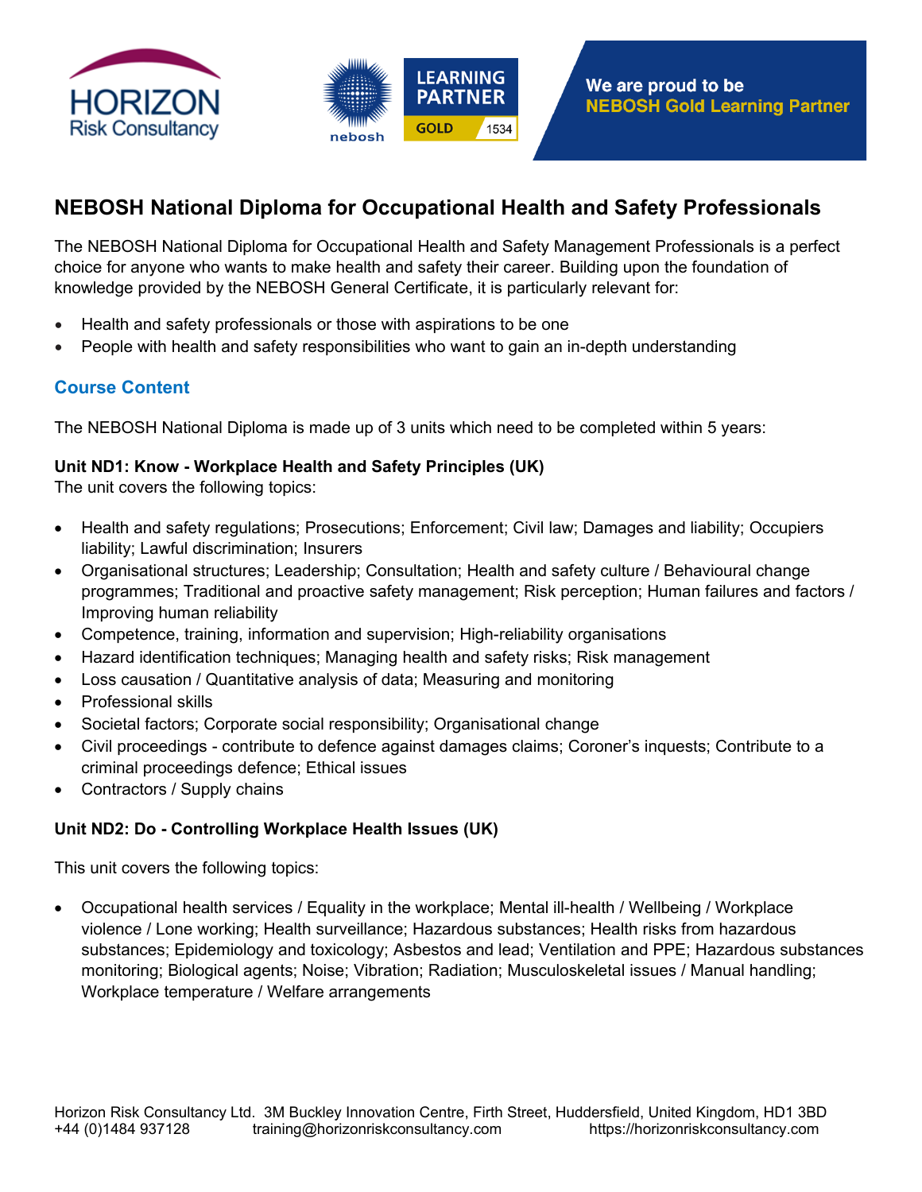HORIZON Risk Consultancy

LEARNING PARTNER GOLD 1534

**We are proud to be NEBOSH Gold Learning Partner**

## NEBOSH National Diploma for Occupational Health and Safety Professionals

The NEBOSH National Diploma for Occupational Health and Safety Management Professionals is a perfect choice for anyone who wants to make health and safety their career. Building upon the foundation of knowledge provided by the NEBOSH General Certificate, it is particularly relevant for:

- Health and safety professionals or those with aspirations to be one
- People with health and safety responsibilities who want to gain an in-depth understanding

### Course Content

The NEBOSH National Diploma is made up of 3 units which need to be completed within 5 years:

**Unit ND1: Know - Workplace Health and Safety Principles (UK)**
The unit covers the following topics:

- Health and safety regulations; Prosecutions; Enforcement; Civil law; Damages and liability; Occupiers liability; Lawful discrimination; Insurers
- Organisational structures; Leadership; Consultation; Health and safety culture / Behavioural change programmes; Traditional and proactive safety management; Risk perception; Human failures and factors / Improving human reliability
- Competence, training, information and supervision; High-reliability organisations
- Hazard identification techniques; Managing health and safety risks; Risk management
- Loss causation / Quantitative analysis of data; Measuring and monitoring
- Professional skills
- Societal factors; Corporate social responsibility; Organisational change
- Civil proceedings - contribute to defence against damages claims; Coroner's inquests; Contribute to a criminal proceedings defence; Ethical issues
- Contractors / Supply chains

**Unit ND2: Do - Controlling Workplace Health Issues (UK)**

This unit covers the following topics:

- Occupational health services / Equality in the workplace; Mental ill-health / Wellbeing / Workplace violence / Lone working; Health surveillance; Hazardous substances; Health risks from hazardous substances; Epidemiology and toxicology; Asbestos and lead; Ventilation and PPE; Hazardous substances monitoring; Biological agents; Noise; Vibration; Radiation; Musculoskeletal issues / Manual handling; Workplace temperature / Welfare arrangements

Horizon Risk Consultancy Ltd. 3M Buckley Innovation Centre, Firth Street, Huddersfield, United Kingdom, HD1 3BD
+44 (0)1484 937128 training@horizonriskconsultancy.com https://horizonriskconsultancy.com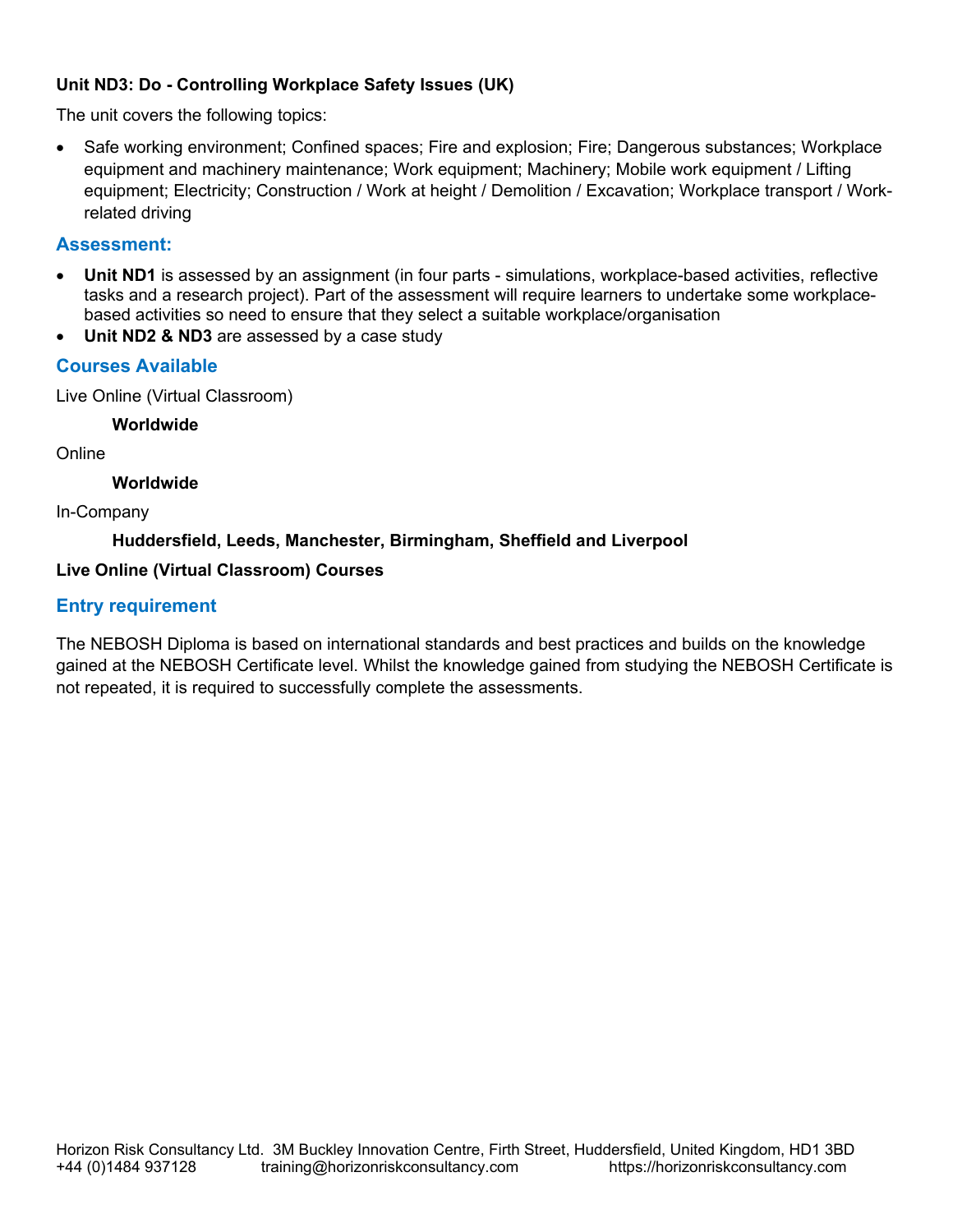**Unit ND3: Do - Controlling Workplace Safety Issues (UK)**

The unit covers the following topics:

- Safe working environment; Confined spaces; Fire and explosion; Fire; Dangerous substances; Workplace equipment and machinery maintenance; Work equipment; Machinery; Mobile work equipment / Lifting equipment; Electricity; Construction / Work at height / Demolition / Excavation; Workplace transport / Work-related driving

## Assessment:

- **Unit ND1** is assessed by an assignment (in four parts - simulations, workplace-based activities, reflective tasks and a research project). Part of the assessment will require learners to undertake some workplace-based activities so need to ensure that they select a suitable workplace/organisation
- **Unit ND2 & ND3** are assessed by a case study

## Courses Available

Live Online (Virtual Classroom)

**Worldwide**

Online

**Worldwide**

In-Company

**Huddersfield, Leeds, Manchester, Birmingham, Sheffield and Liverpool**

**Live Online (Virtual Classroom) Courses**

## Entry requirement

The NEBOSH Diploma is based on international standards and best practices and builds on the knowledge gained at the NEBOSH Certificate level. Whilst the knowledge gained from studying the NEBOSH Certificate is not repeated, it is required to successfully complete the assessments.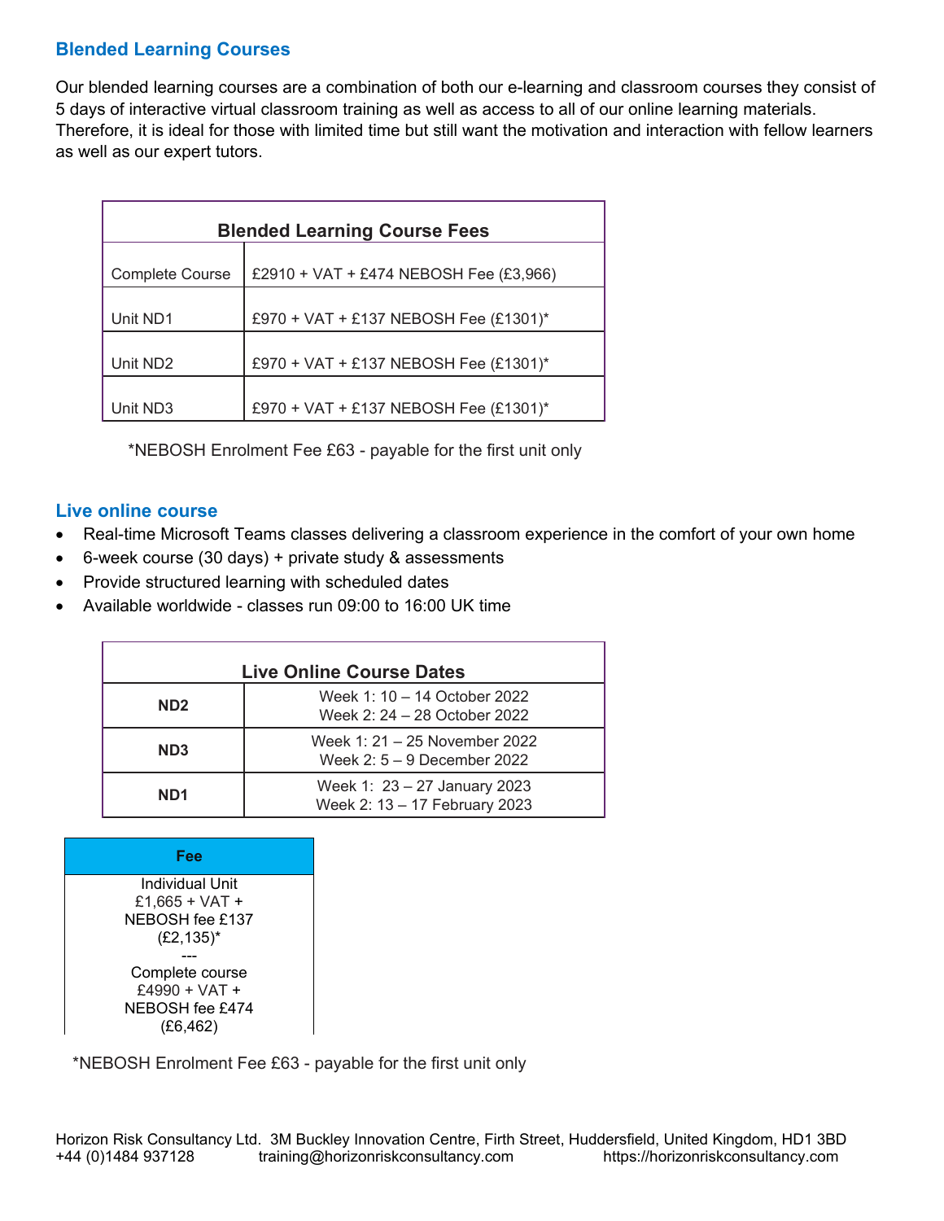## Blended Learning Courses

Our blended learning courses are a combination of both our e-learning and classroom courses they consist of 5 days of interactive virtual classroom training as well as access to all of our online learning materials. Therefore, it is ideal for those with limited time but still want the motivation and interaction with fellow learners as well as our expert tutors.

| Blended Learning Course Fees | |
|---|---|
| Complete Course | £2910 + VAT + £474 NEBOSH Fee (£3,966) |
| Unit ND1 | £970 + VAT + £137 NEBOSH Fee (£1301)* |
| Unit ND2 | £970 + VAT + £137 NEBOSH Fee (£1301)* |
| Unit ND3 | £970 + VAT + £137 NEBOSH Fee (£1301)* |

*NEBOSH Enrolment Fee £63 - payable for the first unit only

## Live online course

- Real-time Microsoft Teams classes delivering a classroom experience in the comfort of your own home
- 6-week course (30 days) + private study & assessments
- Provide structured learning with scheduled dates
- Available worldwide - classes run 09:00 to 16:00 UK time

| Live Online Course Dates | |
|---|---|
| **ND2** | Week 1: 10 – 14 October 2022<br>Week 2: 24 – 28 October 2022 |
| **ND3** | Week 1: 21 – 25 November 2022<br>Week 2: 5 – 9 December 2022 |
| **ND1** | Week 1: 23 – 27 January 2023<br>Week 2: 13 – 17 February 2023 |

| Fee |
|---|
| Individual Unit<br>£1,665 + VAT +<br>NEBOSH fee £137<br>(£2,135)*<br>---<br>Complete course<br>£4990 + VAT +<br>NEBOSH fee £474<br>(£6,462) |

*NEBOSH Enrolment Fee £63 - payable for the first unit only

Horizon Risk Consultancy Ltd. 3M Buckley Innovation Centre, Firth Street, Huddersfield, United Kingdom, HD1 3BD
+44 (0)1484 937128 training@horizonriskconsultancy.com https://horizonriskconsultancy.com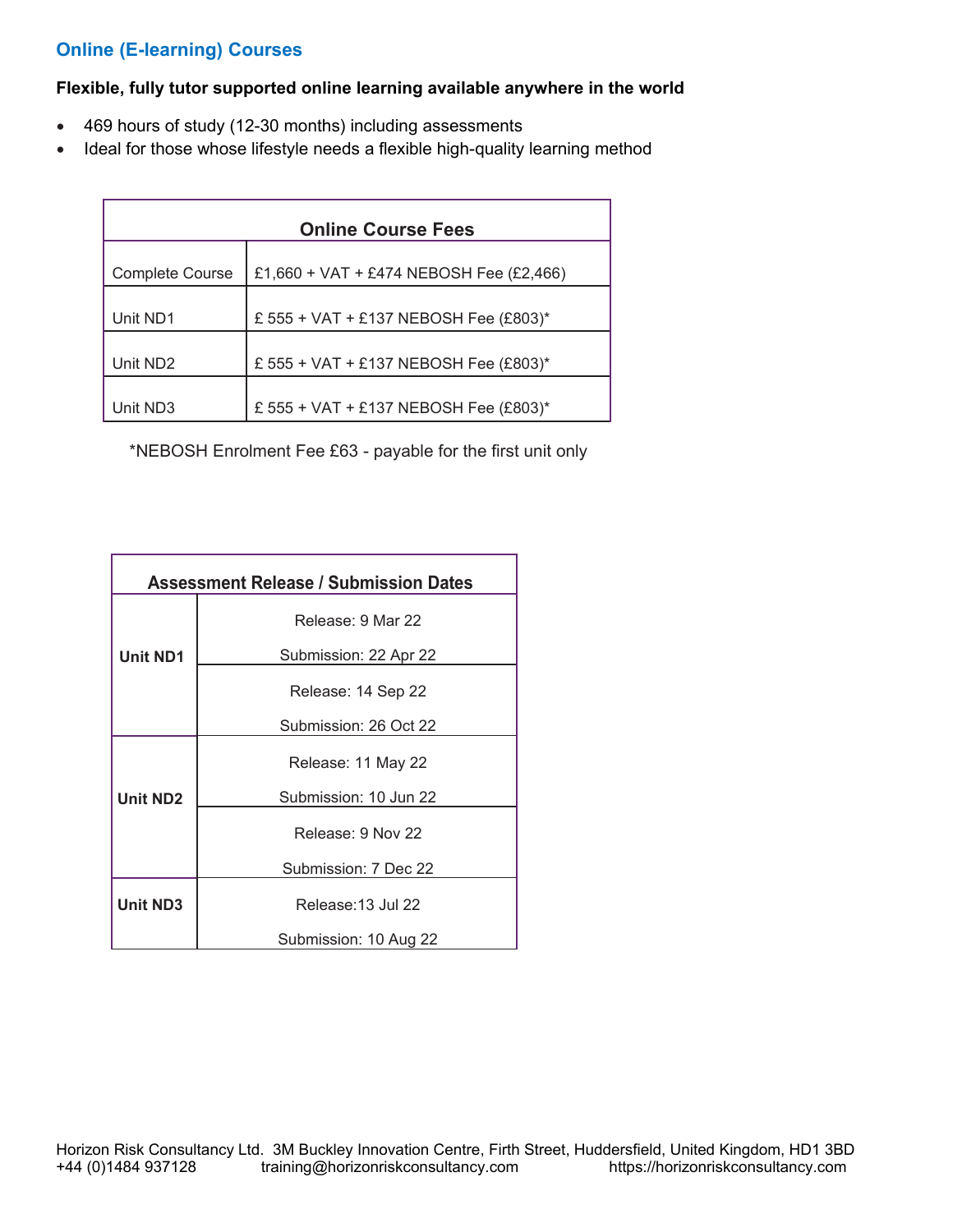## Online (E-learning) Courses

**Flexible, fully tutor supported online learning available anywhere in the world**

- 469 hours of study (12-30 months) including assessments
- Ideal for those whose lifestyle needs a flexible high-quality learning method

| Online Course Fees | |
|---|---|
| Complete Course | £1,660 + VAT + £474 NEBOSH Fee (£2,466) |
| Unit ND1 | £ 555 + VAT + £137 NEBOSH Fee (£803)* |
| Unit ND2 | £ 555 + VAT + £137 NEBOSH Fee (£803)* |
| Unit ND3 | £ 555 + VAT + £137 NEBOSH Fee (£803)* |

*NEBOSH Enrolment Fee £63 - payable for the first unit only

| Assessment Release / Submission Dates | |
|---|---|
| **Unit ND1** | Release: 9 Mar 22<br>Submission: 22 Apr 22 |
| | Release: 14 Sep 22<br>Submission: 26 Oct 22 |
| **Unit ND2** | Release: 11 May 22<br>Submission: 10 Jun 22 |
| | Release: 9 Nov 22<br>Submission: 7 Dec 22 |
| **Unit ND3** | Release:13 Jul 22<br>Submission: 10 Aug 22 |

Horizon Risk Consultancy Ltd. 3M Buckley Innovation Centre, Firth Street, Huddersfield, United Kingdom, HD1 3BD
+44 (0)1484 937128 training@horizonriskconsultancy.com https://horizonriskconsultancy.com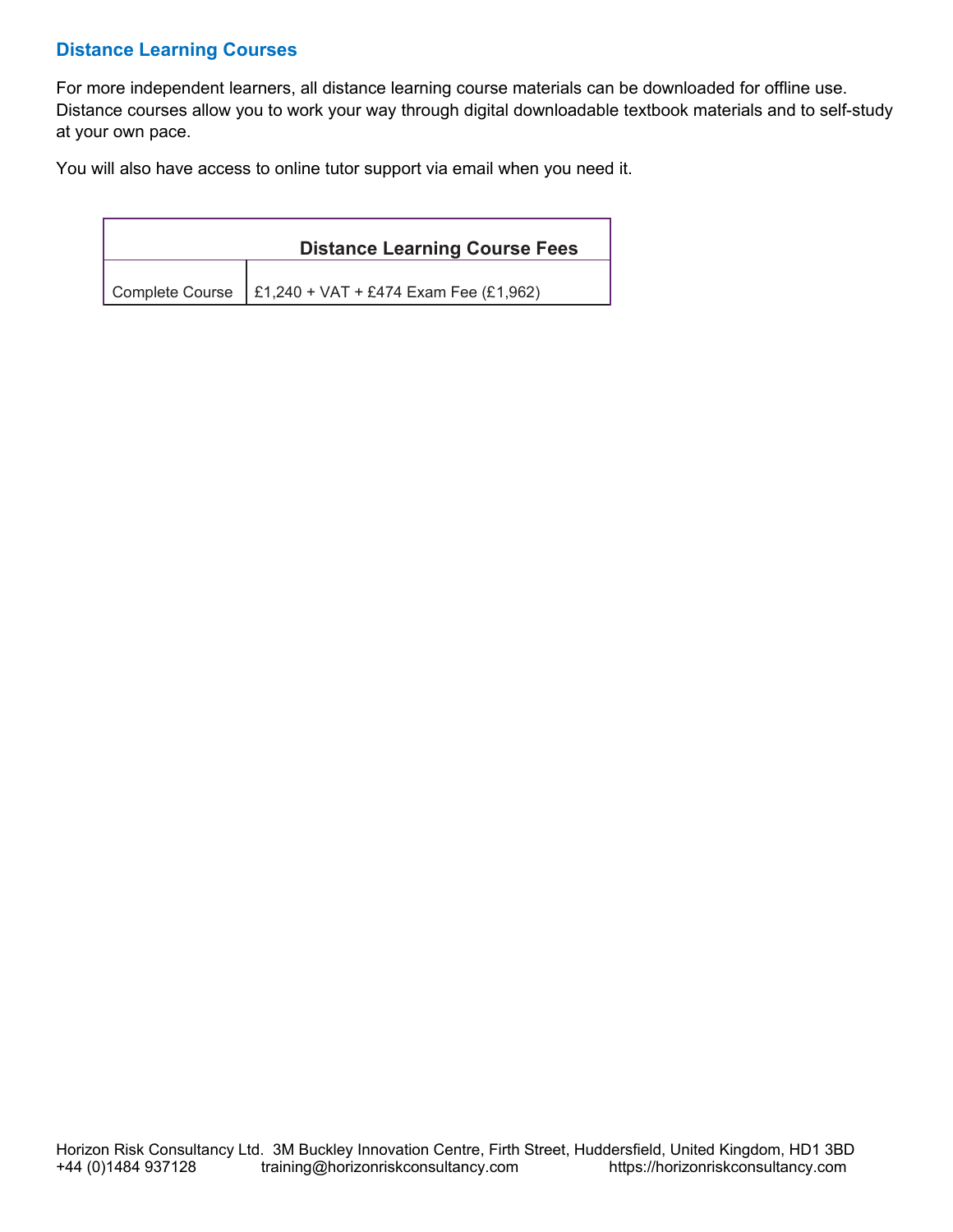## Distance Learning Courses

For more independent learners, all distance learning course materials can be downloaded for offline use. Distance courses allow you to work your way through digital downloadable textbook materials and to self-study at your own pace.

You will also have access to online tutor support via email when you need it.

| | Distance Learning Course Fees |
|---|---|
| Complete Course | £1,240 + VAT + £474 Exam Fee (£1,962) |

Horizon Risk Consultancy Ltd. 3M Buckley Innovation Centre, Firth Street, Huddersfield, United Kingdom, HD1 3BD
+44 (0)1484 937128 training@horizonriskconsultancy.com https://horizonriskconsultancy.com